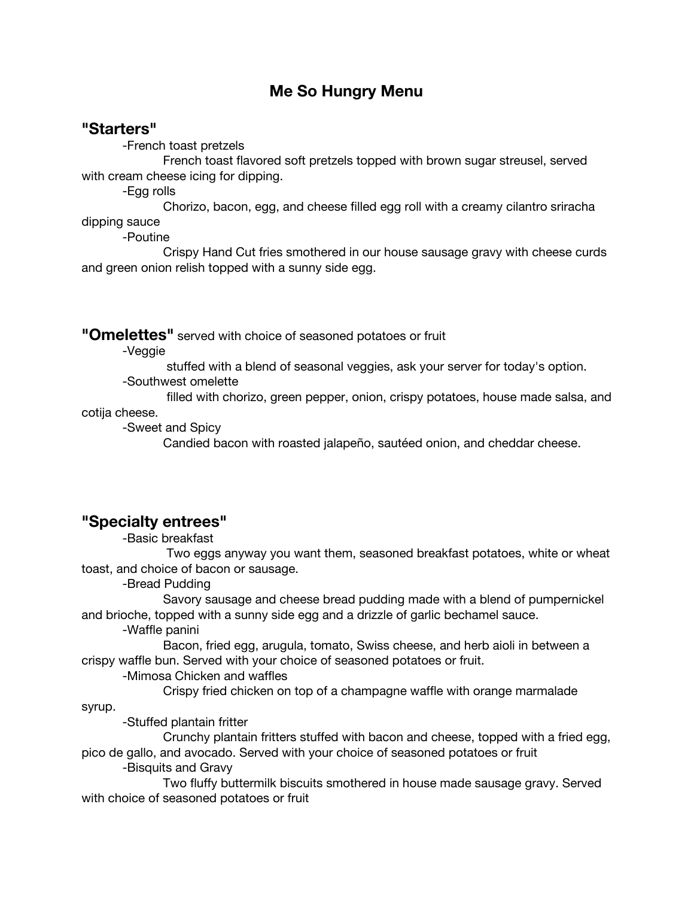# Me So Hungry Menu

## "Starters"

-French toast pretzels

French toast flavored soft pretzels topped with brown sugar streusel, served with cream cheese icing for dipping.

-Egg rolls

Chorizo, bacon, egg, and cheese filled egg roll with a creamy cilantro sriracha dipping sauce

-Poutine

Crispy Hand Cut fries smothered in our house sausage gravy with cheese curds and green onion relish topped with a sunny side egg.

## "Omelettes" served with choice of seasoned potatoes or fruit

-Veggie

stuffed with a blend of seasonal veggies, ask your server for today's option.

-Southwest omelette

filled with chorizo, green pepper, onion, crispy potatoes, house made salsa, and cotija cheese.

-Sweet and Spicy

Candied bacon with roasted jalapeño, sautéed onion, and cheddar cheese.

## "Specialty entrees"

-Basic breakfast

Two eggs anyway you want them, seasoned breakfast potatoes, white or wheat toast, and choice of bacon or sausage.

-Bread Pudding

Savory sausage and cheese bread pudding made with a blend of pumpernickel and brioche, topped with a sunny side egg and a drizzle of garlic bechamel sauce.

-Waffle panini

Bacon, fried egg, arugula, tomato, Swiss cheese, and herb aioli in between a crispy waffle bun. Served with your choice of seasoned potatoes or fruit.

-Mimosa Chicken and waffles

Crispy fried chicken on top of a champagne waffle with orange marmalade syrup.

-Stuffed plantain fritter

Crunchy plantain fritters stuffed with bacon and cheese, topped with a fried egg, pico de gallo, and avocado. Served with your choice of seasoned potatoes or fruit

-Bisquits and Gravy

Two fluffy buttermilk biscuits smothered in house made sausage gravy. Served with choice of seasoned potatoes or fruit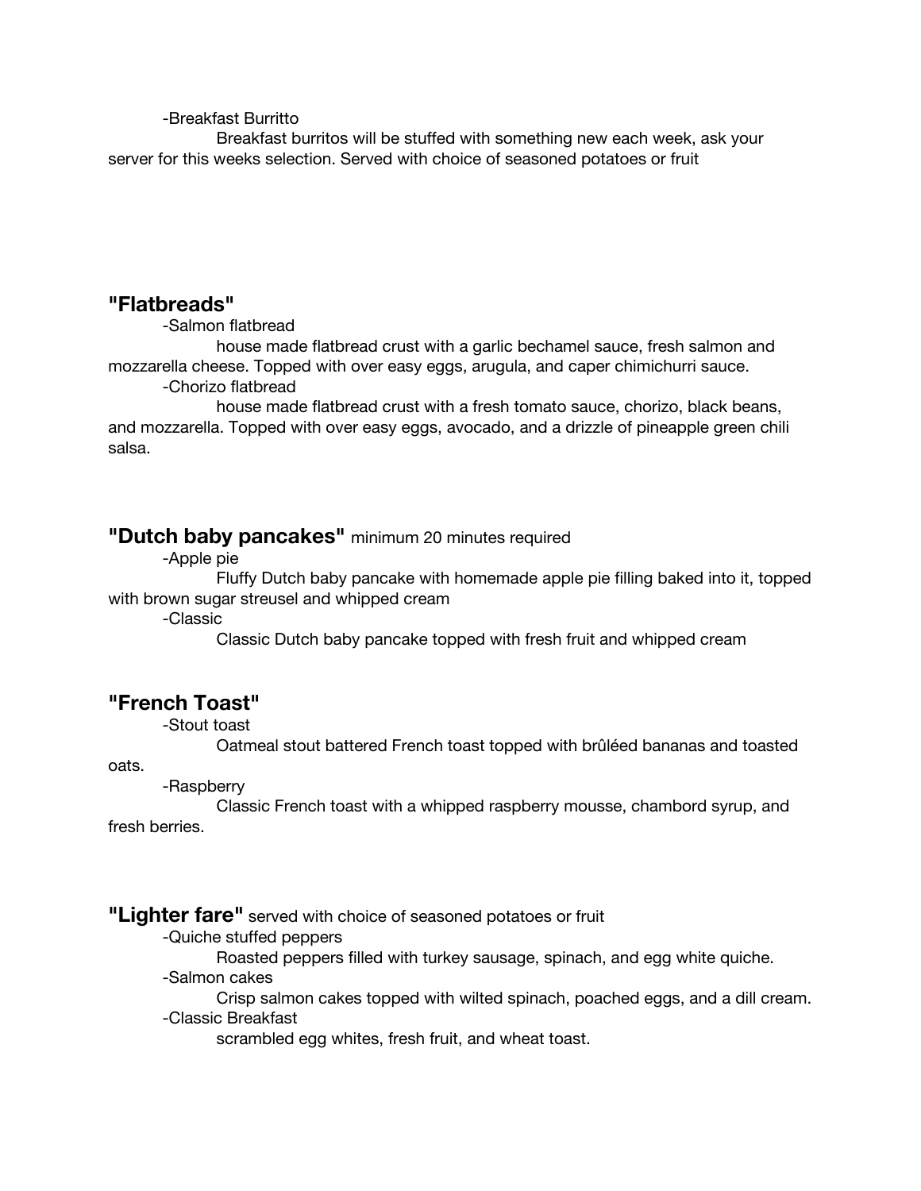-Breakfast Burritto

Breakfast burritos will be stuffed with something new each week, ask your server for this weeks selection. Served with choice of seasoned potatoes or fruit

## "Flatbreads"

-Salmon flatbread

house made flatbread crust with a garlic bechamel sauce, fresh salmon and mozzarella cheese. Topped with over easy eggs, arugula, and caper chimichurri sauce.

-Chorizo flatbread

house made flatbread crust with a fresh tomato sauce, chorizo, black beans, and mozzarella. Topped with over easy eggs, avocado, and a drizzle of pineapple green chili salsa.

## "Dutch baby pancakes" minimum 20 minutes required

-Apple pie

Fluffy Dutch baby pancake with homemade apple pie filling baked into it, topped with brown sugar streusel and whipped cream

-Classic

Classic Dutch baby pancake topped with fresh fruit and whipped cream

## "French Toast"

-Stout toast

Oatmeal stout battered French toast topped with brûléed bananas and toasted oats.

-Raspberry

Classic French toast with a whipped raspberry mousse, chambord syrup, and fresh berries.

## "Lighter fare" served with choice of seasoned potatoes or fruit

-Quiche stuffed peppers

Roasted peppers filled with turkey sausage, spinach, and egg white quiche.

-Salmon cakes

Crisp salmon cakes topped with wilted spinach, poached eggs, and a dill cream.

-Classic Breakfast

scrambled egg whites, fresh fruit, and wheat toast.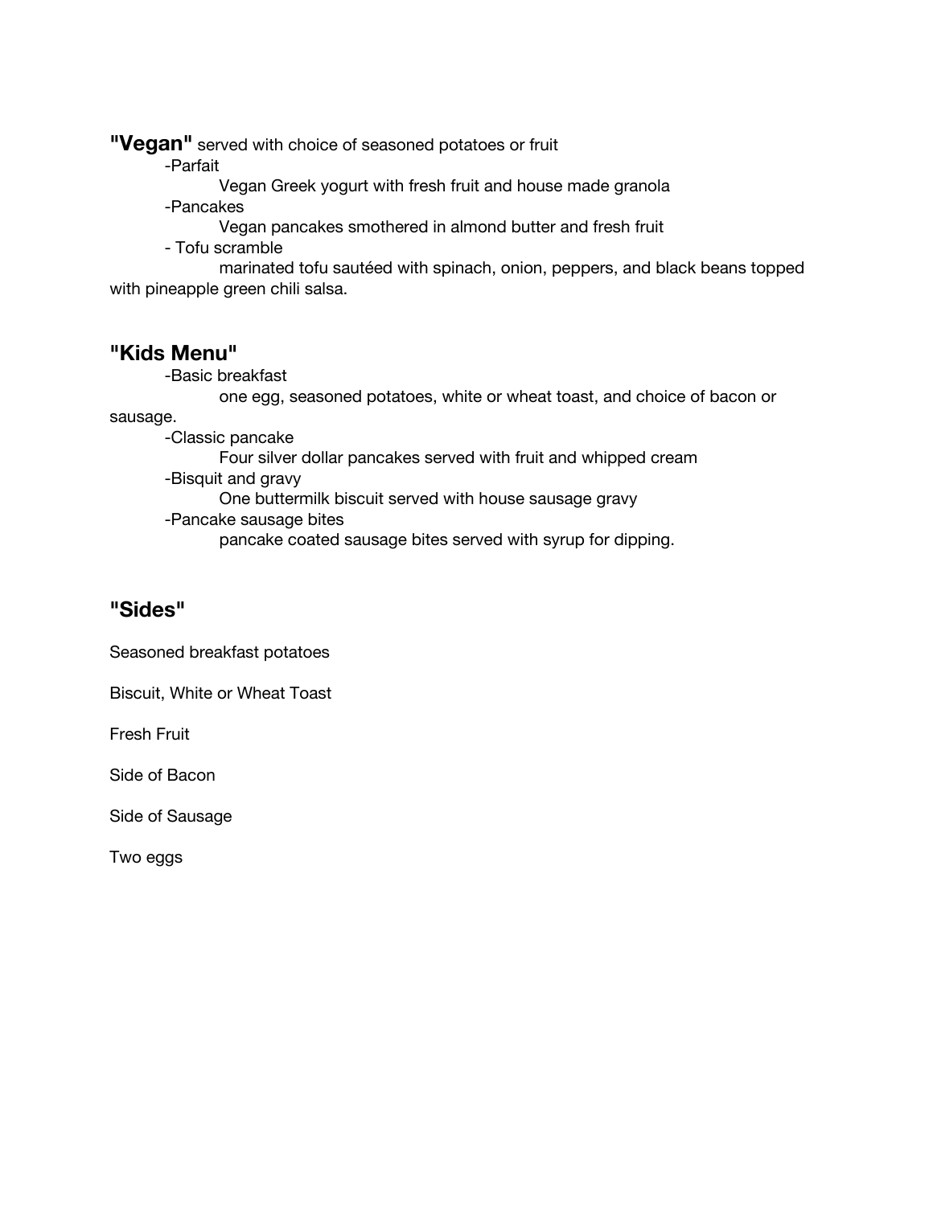## "Vegan" served with choice of seasoned potatoes or fruit

- Parfait
  - Vegan Greek yogurt with fresh fruit and house made granola
- Pancakes
  - Vegan pancakes smothered in almond butter and fresh fruit
- Tofu scramble
  - marinated tofu sautéed with spinach, onion, peppers, and black beans topped with pineapple green chili salsa.

## "Kids Menu"

- Basic breakfast
  - one egg, seasoned potatoes, white or wheat toast, and choice of bacon or sausage.
- Classic pancake
  - Four silver dollar pancakes served with fruit and whipped cream
- Bisquit and gravy
  - One buttermilk biscuit served with house sausage gravy
- Pancake sausage bites
  - pancake coated sausage bites served with syrup for dipping.

## "Sides"

Seasoned breakfast potatoes

Biscuit, White or Wheat Toast

Fresh Fruit

Side of Bacon

Side of Sausage

Two eggs